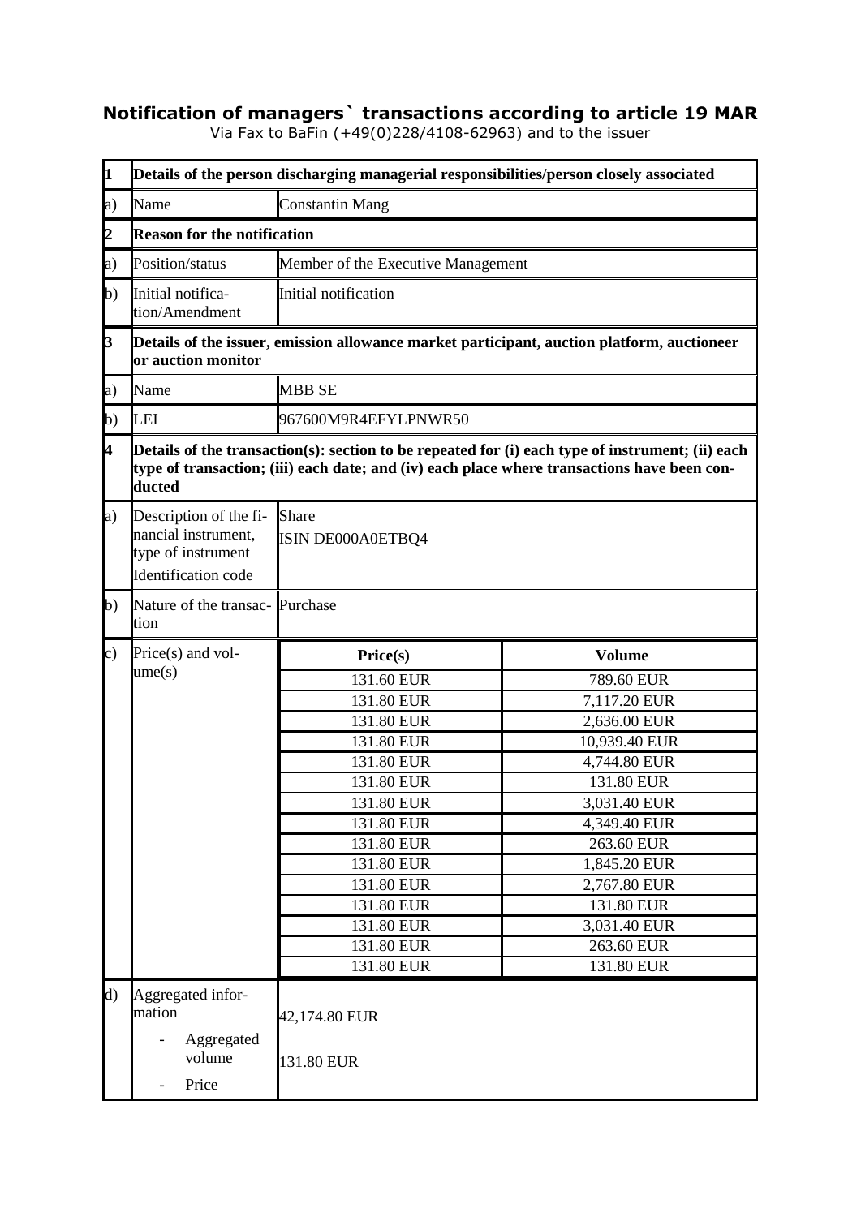# Notification of managers` transactions according to article 19 MAR

Via Fax to BaFin (+49(0)228/4108-62963) and to the issuer

| | | | |
|---|---|---|---|
| **1** | **Details of the person discharging managerial responsibilities/person closely associated** | | |
| a) | Name | Constantin Mang | |
| **2** | **Reason for the notification** | | |
| a) | Position/status | Member of the Executive Management | |
| b) | Initial notification/Amendment | Initial notification | |
| **3** | **Details of the issuer, emission allowance market participant, auction platform, auctioneer or auction monitor** | | |
| a) | Name | MBB SE | |
| b) | LEI | 967600M9R4EFYLPNWR50 | |
| **4** | **Details of the transaction(s): section to be repeated for (i) each type of instrument; (ii) each type of transaction; (iii) each date; and (iv) each place where transactions have been conducted** | | |
| a) | Description of the financial instrument, type of instrument Identification code | Share ISIN DE000A0ETBQ4 | |
| b) | Nature of the transaction | Purchase | |
| c) | Price(s) and volume(s) | **Price(s)** | **Volume** |
| | | 131.60 EUR | 789.60 EUR |
| | | 131.80 EUR | 7,117.20 EUR |
| | | 131.80 EUR | 2,636.00 EUR |
| | | 131.80 EUR | 10,939.40 EUR |
| | | 131.80 EUR | 4,744.80 EUR |
| | | 131.80 EUR | 131.80 EUR |
| | | 131.80 EUR | 3,031.40 EUR |
| | | 131.80 EUR | 4,349.40 EUR |
| | | 131.80 EUR | 263.60 EUR |
| | | 131.80 EUR | 1,845.20 EUR |
| | | 131.80 EUR | 2,767.80 EUR |
| | | 131.80 EUR | 131.80 EUR |
| | | 131.80 EUR | 3,031.40 EUR |
| | | 131.80 EUR | 263.60 EUR |
| | | 131.80 EUR | 131.80 EUR |
| d) | Aggregated information<br>- Aggregated volume<br>- Price | 42,174.80 EUR<br>131.80 EUR | |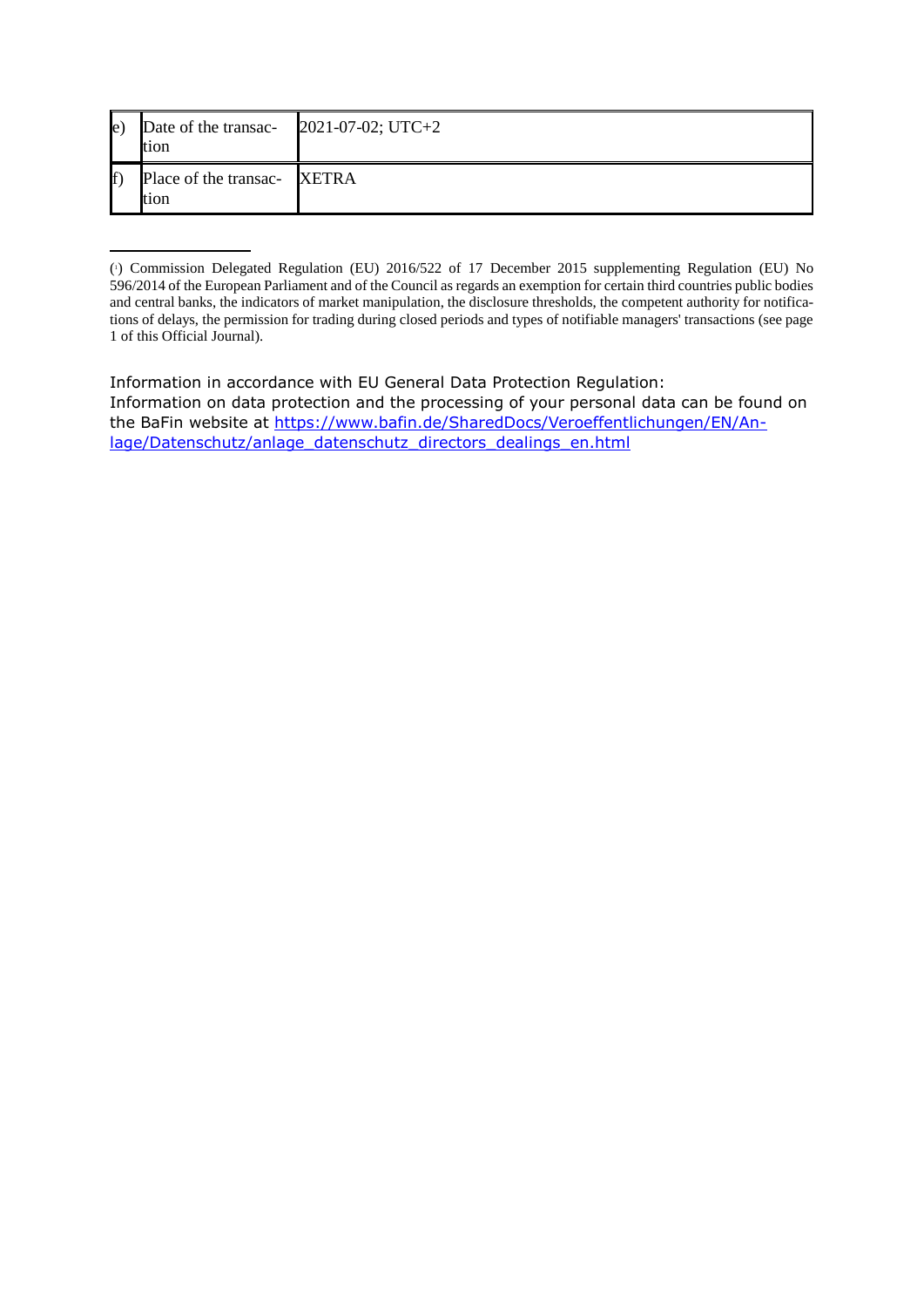| | | |
|---|---|---|
| e) | Date of the transaction | 2021-07-02; UTC+2 |
| f) | Place of the transaction | XETRA |

(1) Commission Delegated Regulation (EU) 2016/522 of 17 December 2015 supplementing Regulation (EU) No 596/2014 of the European Parliament and of the Council as regards an exemption for certain third countries public bodies and central banks, the indicators of market manipulation, the disclosure thresholds, the competent authority for notifications of delays, the permission for trading during closed periods and types of notifiable managers' transactions (see page 1 of this Official Journal).

Information in accordance with EU General Data Protection Regulation:
Information on data protection and the processing of your personal data can be found on the BaFin website at https://www.bafin.de/SharedDocs/Veroeffentlichungen/EN/Anlage/Datenschutz/anlage_datenschutz_directors_dealings_en.html